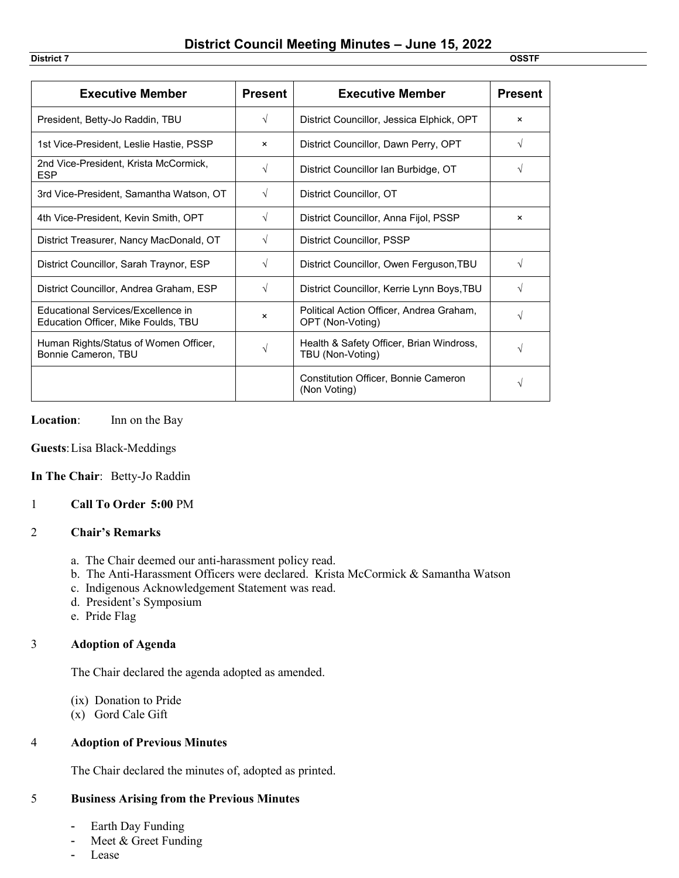# District Council Meeting Minutes – June 15, 2022

**District 7** **OSSTF**

| Executive Member | Present | Executive Member | Present |
|---|---|---|---|
| President, Betty-Jo Raddin, TBU | √ | District Councillor, Jessica Elphick, OPT | × |
| 1st Vice-President, Leslie Hastie, PSSP | × | District Councillor, Dawn Perry, OPT | √ |
| 2nd Vice-President, Krista McCormick, ESP | √ | District Councillor Ian Burbidge, OT | √ |
| 3rd Vice-President, Samantha Watson, OT | √ | District Councillor, OT | |
| 4th Vice-President, Kevin Smith, OPT | √ | District Councillor, Anna Fijol, PSSP | × |
| District Treasurer, Nancy MacDonald, OT | √ | District Councillor, PSSP | |
| District Councillor, Sarah Traynor, ESP | √ | District Councillor, Owen Ferguson,TBU | √ |
| District Councillor, Andrea Graham, ESP | √ | District Councillor, Kerrie Lynn Boys,TBU | √ |
| Educational Services/Excellence in Education Officer, Mike Foulds, TBU | × | Political Action Officer, Andrea Graham, OPT (Non-Voting) | √ |
| Human Rights/Status of Women Officer, Bonnie Cameron, TBU | √ | Health & Safety Officer, Brian Windross, TBU (Non-Voting) | √ |
| | | Constitution Officer, Bonnie Cameron (Non Voting) | √ |

**Location**: Inn on the Bay

**Guests**: Lisa Black-Meddings

**In The Chair**: Betty-Jo Raddin

1 **Call To Order 5:00** PM

2 **Chair's Remarks**

a. The Chair deemed our anti-harassment policy read.
b. The Anti-Harassment Officers were declared. Krista McCormick & Samantha Watson
c. Indigenous Acknowledgement Statement was read.
d. President's Symposium
e. Pride Flag

3 **Adoption of Agenda**

The Chair declared the agenda adopted as amended.

(ix) Donation to Pride
(x) Gord Cale Gift

4 **Adoption of Previous Minutes**

The Chair declared the minutes of, adopted as printed.

5 **Business Arising from the Previous Minutes**

- Earth Day Funding
- Meet & Greet Funding
- Lease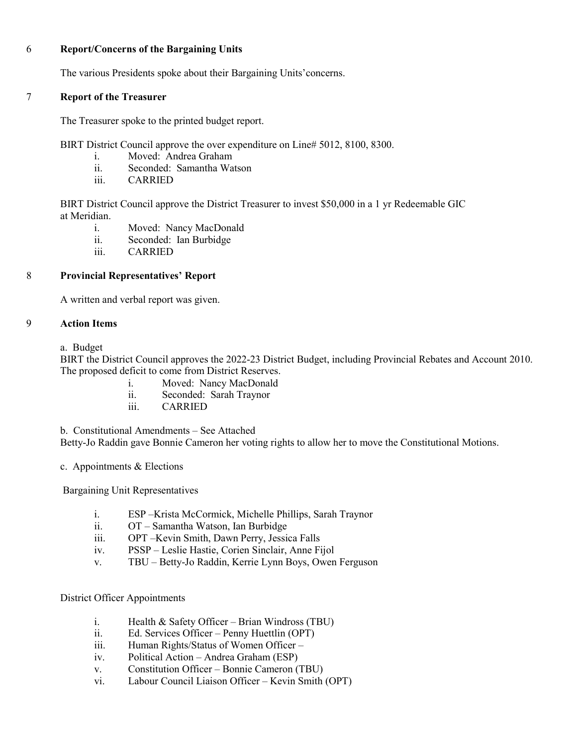## 6 Report/Concerns of the Bargaining Units

The various Presidents spoke about their Bargaining Units'concerns.

## 7 Report of the Treasurer

The Treasurer spoke to the printed budget report.

BIRT District Council approve the over expenditure on Line# 5012, 8100, 8300.

- i. Moved: Andrea Graham
- ii. Seconded: Samantha Watson
- iii. CARRIED

BIRT District Council approve the District Treasurer to invest $50,000 in a 1 yr Redeemable GIC at Meridian.

- i. Moved: Nancy MacDonald
- ii. Seconded: Ian Burbidge
- iii. CARRIED

## 8 Provincial Representatives' Report

A written and verbal report was given.

## 9 Action Items

a. Budget

BIRT the District Council approves the 2022-23 District Budget, including Provincial Rebates and Account 2010. The proposed deficit to come from District Reserves.

- i. Moved: Nancy MacDonald
- ii. Seconded: Sarah Traynor
- iii. CARRIED

b. Constitutional Amendments – See Attached

Betty-Jo Raddin gave Bonnie Cameron her voting rights to allow her to move the Constitutional Motions.

c. Appointments & Elections

Bargaining Unit Representatives

- i. ESP –Krista McCormick, Michelle Phillips, Sarah Traynor
- ii. OT – Samantha Watson, Ian Burbidge
- iii. OPT –Kevin Smith, Dawn Perry, Jessica Falls
- iv. PSSP – Leslie Hastie, Corien Sinclair, Anne Fijol
- v. TBU – Betty-Jo Raddin, Kerrie Lynn Boys, Owen Ferguson

District Officer Appointments

- i. Health & Safety Officer – Brian Windross (TBU)
- ii. Ed. Services Officer – Penny Huettlin (OPT)
- iii. Human Rights/Status of Women Officer –
- iv. Political Action – Andrea Graham (ESP)
- v. Constitution Officer – Bonnie Cameron (TBU)
- vi. Labour Council Liaison Officer – Kevin Smith (OPT)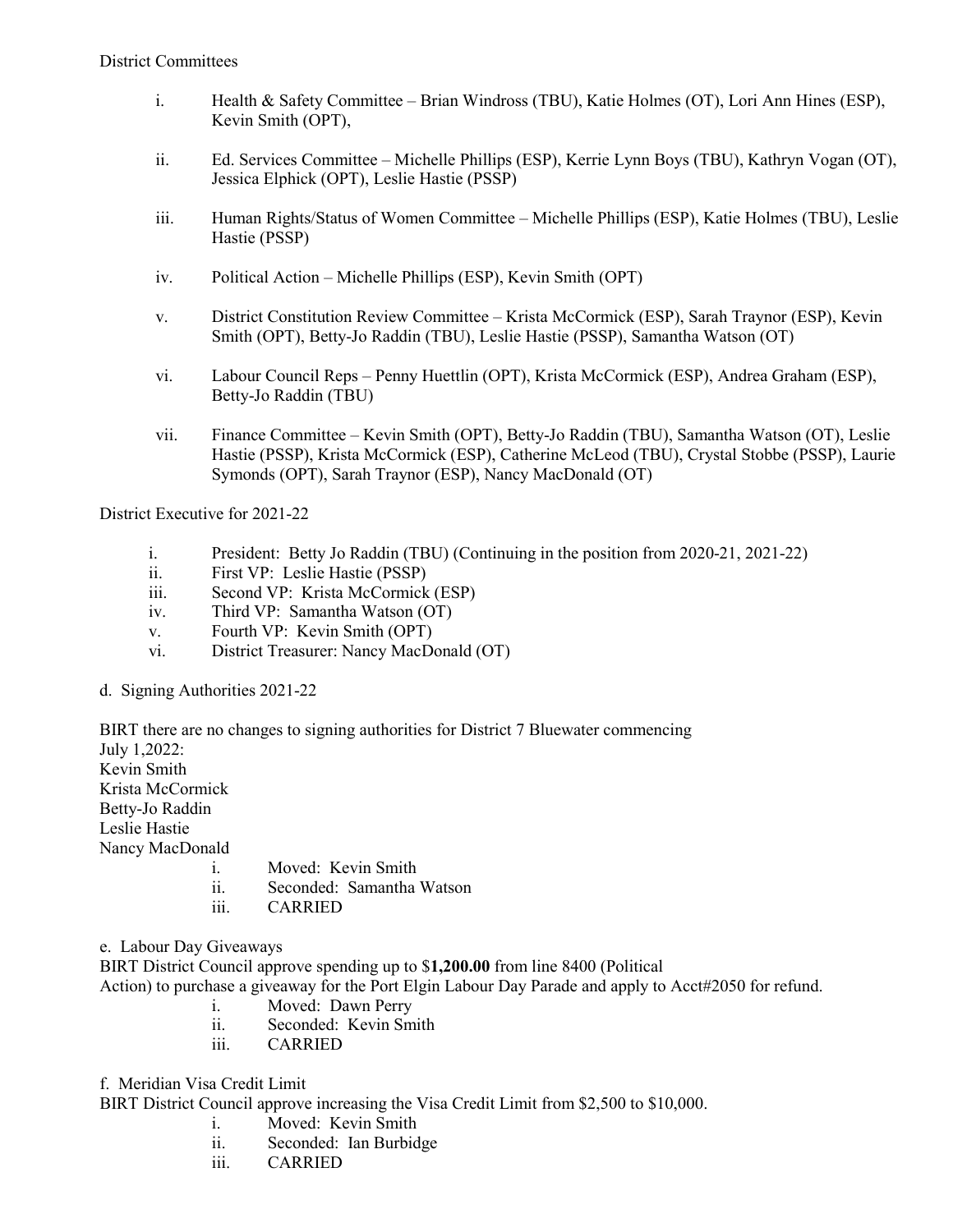District Committees

i. Health & Safety Committee – Brian Windross (TBU), Katie Holmes (OT), Lori Ann Hines (ESP), Kevin Smith (OPT),

ii. Ed. Services Committee – Michelle Phillips (ESP), Kerrie Lynn Boys (TBU), Kathryn Vogan (OT), Jessica Elphick (OPT), Leslie Hastie (PSSP)

iii. Human Rights/Status of Women Committee – Michelle Phillips (ESP), Katie Holmes (TBU), Leslie Hastie (PSSP)

iv. Political Action – Michelle Phillips (ESP), Kevin Smith (OPT)

v. District Constitution Review Committee – Krista McCormick (ESP), Sarah Traynor (ESP), Kevin Smith (OPT), Betty-Jo Raddin (TBU), Leslie Hastie (PSSP), Samantha Watson (OT)

vi. Labour Council Reps – Penny Huettlin (OPT), Krista McCormick (ESP), Andrea Graham (ESP), Betty-Jo Raddin (TBU)

vii. Finance Committee – Kevin Smith (OPT), Betty-Jo Raddin (TBU), Samantha Watson (OT), Leslie Hastie (PSSP), Krista McCormick (ESP), Catherine McLeod (TBU), Crystal Stobbe (PSSP), Laurie Symonds (OPT), Sarah Traynor (ESP), Nancy MacDonald (OT)

District Executive for 2021-22

i. President: Betty Jo Raddin (TBU) (Continuing in the position from 2020-21, 2021-22)
ii. First VP: Leslie Hastie (PSSP)
iii. Second VP: Krista McCormick (ESP)
iv. Third VP: Samantha Watson (OT)
v. Fourth VP: Kevin Smith (OPT)
vi. District Treasurer: Nancy MacDonald (OT)

d. Signing Authorities 2021-22

BIRT there are no changes to signing authorities for District 7 Bluewater commencing July 1,2022:
Kevin Smith
Krista McCormick
Betty-Jo Raddin
Leslie Hastie
Nancy MacDonald

i. Moved: Kevin Smith
ii. Seconded: Samantha Watson
iii. CARRIED

e. Labour Day Giveaways
BIRT District Council approve spending up to $**1,200.00** from line 8400 (Political Action) to purchase a giveaway for the Port Elgin Labour Day Parade and apply to Acct#2050 for refund.

i. Moved: Dawn Perry
ii. Seconded: Kevin Smith
iii. CARRIED

f. Meridian Visa Credit Limit
BIRT District Council approve increasing the Visa Credit Limit from $2,500 to $10,000.

i. Moved: Kevin Smith
ii. Seconded: Ian Burbidge
iii. CARRIED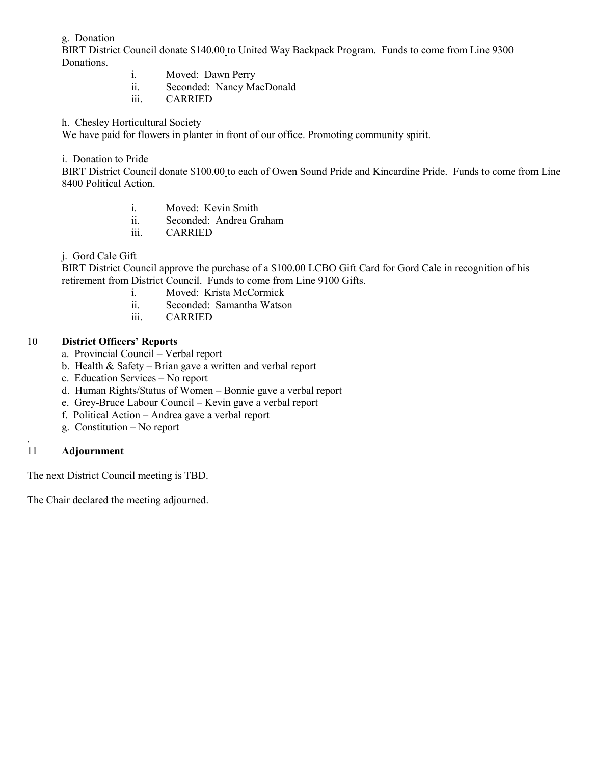g. Donation

BIRT District Council donate $140.00 to United Way Backpack Program. Funds to come from Line 9300 Donations.

i. Moved: Dawn Perry
ii. Seconded: Nancy MacDonald
iii. CARRIED

h. Chesley Horticultural Society

We have paid for flowers in planter in front of our office. Promoting community spirit.

i. Donation to Pride

BIRT District Council donate $100.00 to each of Owen Sound Pride and Kincardine Pride. Funds to come from Line 8400 Political Action.

i. Moved: Kevin Smith
ii. Seconded: Andrea Graham
iii. CARRIED

j. Gord Cale Gift

BIRT District Council approve the purchase of a $100.00 LCBO Gift Card for Gord Cale in recognition of his retirement from District Council. Funds to come from Line 9100 Gifts.

i. Moved: Krista McCormick
ii. Seconded: Samantha Watson
iii. CARRIED

## 10 District Officers' Reports

a. Provincial Council – Verbal report
b. Health & Safety – Brian gave a written and verbal report
c. Education Services – No report
d. Human Rights/Status of Women – Bonnie gave a verbal report
e. Grey-Bruce Labour Council – Kevin gave a verbal report
f. Political Action – Andrea gave a verbal report
g. Constitution – No report

## 11 Adjournment

The next District Council meeting is TBD.

The Chair declared the meeting adjourned.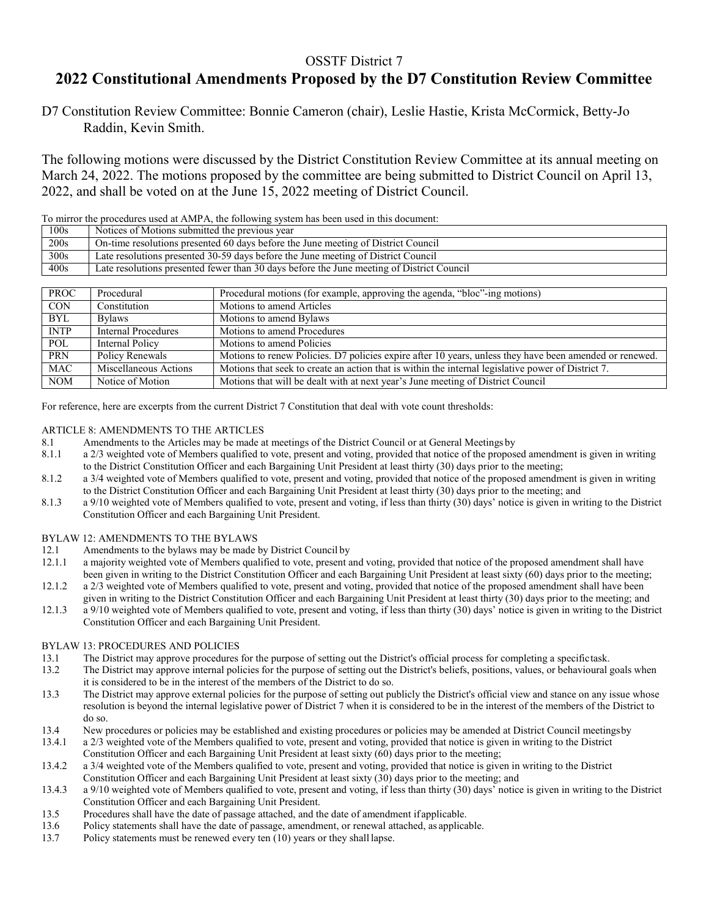OSSTF District 7

# 2022 Constitutional Amendments Proposed by the D7 Constitution Review Committee

D7 Constitution Review Committee: Bonnie Cameron (chair), Leslie Hastie, Krista McCormick, Betty-Jo Raddin, Kevin Smith.

The following motions were discussed by the District Constitution Review Committee at its annual meeting on March 24, 2022. The motions proposed by the committee are being submitted to District Council on April 13, 2022, and shall be voted on at the June 15, 2022 meeting of District Council.

To mirror the procedures used at AMPA, the following system has been used in this document:

| | |
|---|---|
| 100s | Notices of Motions submitted the previous year |
| 200s | On-time resolutions presented 60 days before the June meeting of District Council |
| 300s | Late resolutions presented 30-59 days before the June meeting of District Council |
| 400s | Late resolutions presented fewer than 30 days before the June meeting of District Council |

| | | |
|---|---|---|
| PROC | Procedural | Procedural motions (for example, approving the agenda, "bloc"-ing motions) |
| CON | Constitution | Motions to amend Articles |
| BYL | Bylaws | Motions to amend Bylaws |
| INTP | Internal Procedures | Motions to amend Procedures |
| POL | Internal Policy | Motions to amend Policies |
| PRN | Policy Renewals | Motions to renew Policies. D7 policies expire after 10 years, unless they have been amended or renewed. |
| MAC | Miscellaneous Actions | Motions that seek to create an action that is within the internal legislative power of District 7. |
| NOM | Notice of Motion | Motions that will be dealt with at next year's June meeting of District Council |

For reference, here are excerpts from the current District 7 Constitution that deal with vote count thresholds:

ARTICLE 8: AMENDMENTS TO THE ARTICLES

8.1 Amendments to the Articles may be made at meetings of the District Council or at General Meetings by

8.1.1 a 2/3 weighted vote of Members qualified to vote, present and voting, provided that notice of the proposed amendment is given in writing to the District Constitution Officer and each Bargaining Unit President at least thirty (30) days prior to the meeting;

8.1.2 a 3/4 weighted vote of Members qualified to vote, present and voting, provided that notice of the proposed amendment is given in writing to the District Constitution Officer and each Bargaining Unit President at least thirty (30) days prior to the meeting; and

8.1.3 a 9/10 weighted vote of Members qualified to vote, present and voting, if less than thirty (30) days' notice is given in writing to the District Constitution Officer and each Bargaining Unit President.

BYLAW 12: AMENDMENTS TO THE BYLAWS

12.1 Amendments to the bylaws may be made by District Council by

12.1.1 a majority weighted vote of Members qualified to vote, present and voting, provided that notice of the proposed amendment shall have been given in writing to the District Constitution Officer and each Bargaining Unit President at least sixty (60) days prior to the meeting;

12.1.2 a 2/3 weighted vote of Members qualified to vote, present and voting, provided that notice of the proposed amendment shall have been given in writing to the District Constitution Officer and each Bargaining Unit President at least thirty (30) days prior to the meeting; and

12.1.3 a 9/10 weighted vote of Members qualified to vote, present and voting, if less than thirty (30) days' notice is given in writing to the District Constitution Officer and each Bargaining Unit President.

BYLAW 13: PROCEDURES AND POLICIES

13.1 The District may approve procedures for the purpose of setting out the District's official process for completing a specific task.

13.2 The District may approve internal policies for the purpose of setting out the District's beliefs, positions, values, or behavioural goals when it is considered to be in the interest of the members of the District to do so.

13.3 The District may approve external policies for the purpose of setting out publicly the District's official view and stance on any issue whose resolution is beyond the internal legislative power of District 7 when it is considered to be in the interest of the members of the District to do so.

13.4 New procedures or policies may be established and existing procedures or policies may be amended at District Council meetings by

13.4.1 a 2/3 weighted vote of the Members qualified to vote, present and voting, provided that notice is given in writing to the District Constitution Officer and each Bargaining Unit President at least sixty (60) days prior to the meeting;

13.4.2 a 3/4 weighted vote of the Members qualified to vote, present and voting, provided that notice is given in writing to the District Constitution Officer and each Bargaining Unit President at least sixty (30) days prior to the meeting; and

13.4.3 a 9/10 weighted vote of Members qualified to vote, present and voting, if less than thirty (30) days' notice is given in writing to the District Constitution Officer and each Bargaining Unit President.

13.5 Procedures shall have the date of passage attached, and the date of amendment if applicable.

13.6 Policy statements shall have the date of passage, amendment, or renewal attached, as applicable.

13.7 Policy statements must be renewed every ten (10) years or they shall lapse.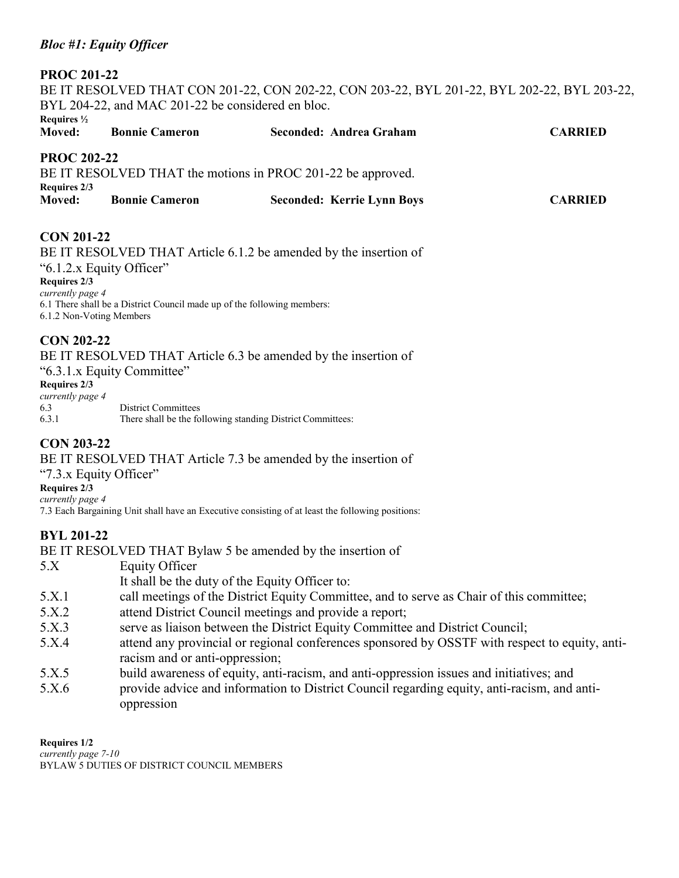### *Bloc #1: Equity Officer*

**PROC 201-22**

BE IT RESOLVED THAT CON 201-22, CON 202-22, CON 203-22, BYL 201-22, BYL 202-22, BYL 203-22, BYL 204-22, and MAC 201-22 be considered en bloc.

**Requires ½**

| **Moved:** | **Bonnie Cameron** | **Seconded: Andrea Graham** | **CARRIED** |
|---|---|---|---|

**PROC 202-22**

BE IT RESOLVED THAT the motions in PROC 201-22 be approved.

**Requires 2/3**

| **Moved:** | **Bonnie Cameron** | **Seconded: Kerrie Lynn Boys** | **CARRIED** |
|---|---|---|---|

**CON 201-22**

BE IT RESOLVED THAT Article 6.1.2 be amended by the insertion of
"6.1.2.x Equity Officer"

**Requires 2/3**

*currently page 4*

6.1 There shall be a District Council made up of the following members:
6.1.2 Non-Voting Members

**CON 202-22**

BE IT RESOLVED THAT Article 6.3 be amended by the insertion of
"6.3.1.x Equity Committee"

**Requires 2/3**

*currently page 4*

6.3 District Committees
6.3.1 There shall be the following standing District Committees:

**CON 203-22**

BE IT RESOLVED THAT Article 7.3 be amended by the insertion of
"7.3.x Equity Officer"

**Requires 2/3**

*currently page 4*

7.3 Each Bargaining Unit shall have an Executive consisting of at least the following positions:

**BYL 201-22**

BE IT RESOLVED THAT Bylaw 5 be amended by the insertion of

5.X Equity Officer
It shall be the duty of the Equity Officer to:

5.X.1 call meetings of the District Equity Committee, and to serve as Chair of this committee;
5.X.2 attend District Council meetings and provide a report;
5.X.3 serve as liaison between the District Equity Committee and District Council;
5.X.4 attend any provincial or regional conferences sponsored by OSSTF with respect to equity, anti-racism and or anti-oppression;
5.X.5 build awareness of equity, anti-racism, and anti-oppression issues and initiatives; and
5.X.6 provide advice and information to District Council regarding equity, anti-racism, and anti-oppression

**Requires 1/2**

*currently page 7-10*

BYLAW 5 DUTIES OF DISTRICT COUNCIL MEMBERS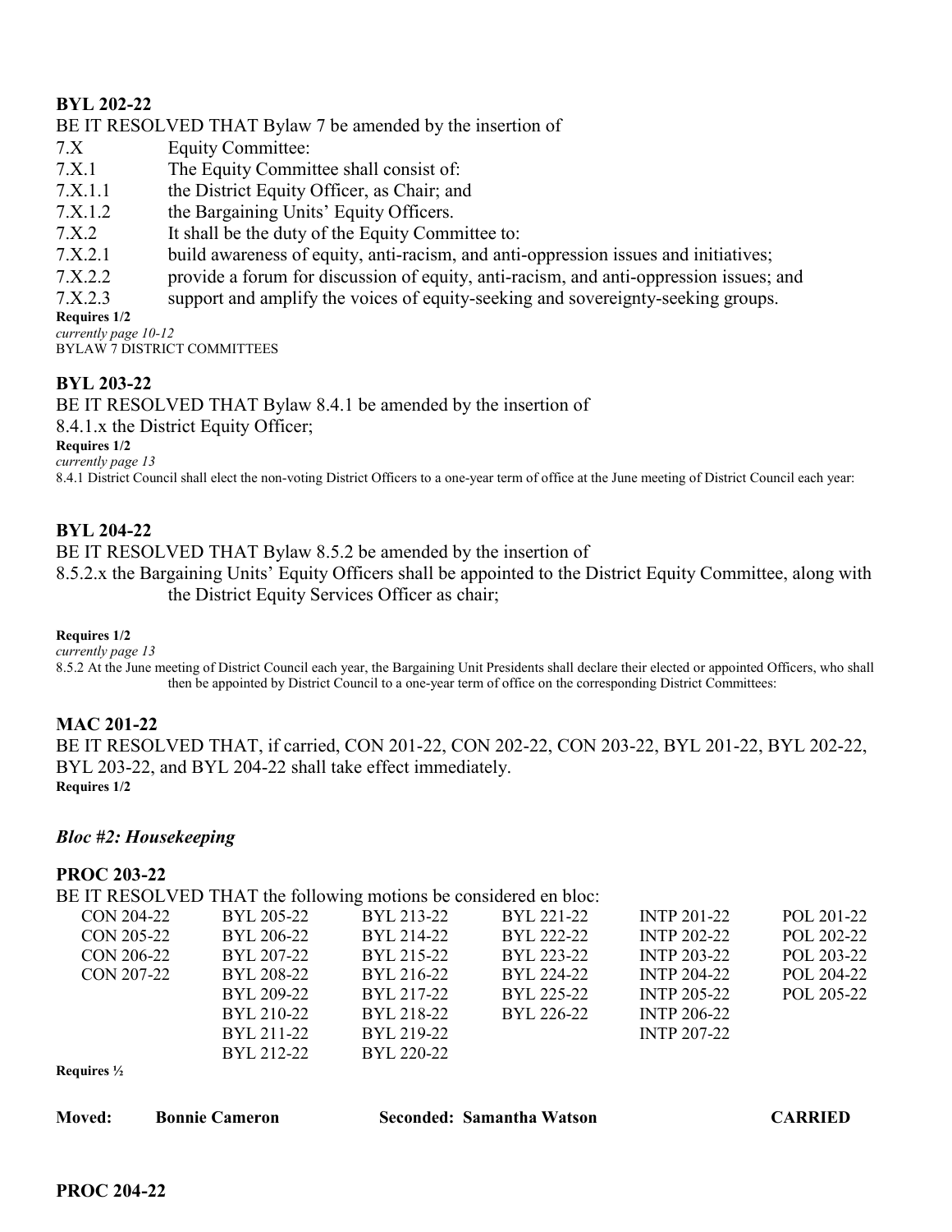**BYL 202-22**

BE IT RESOLVED THAT Bylaw 7 be amended by the insertion of

7.X Equity Committee:

7.X.1 The Equity Committee shall consist of:

7.X.1.1 the District Equity Officer, as Chair; and

7.X.1.2 the Bargaining Units' Equity Officers.

7.X.2 It shall be the duty of the Equity Committee to:

7.X.2.1 build awareness of equity, anti-racism, and anti-oppression issues and initiatives;

7.X.2.2 provide a forum for discussion of equity, anti-racism, and anti-oppression issues; and

7.X.2.3 support and amplify the voices of equity-seeking and sovereignty-seeking groups.

**Requires 1/2**

*currently page 10-12*

BYLAW 7 DISTRICT COMMITTEES

**BYL 203-22**

BE IT RESOLVED THAT Bylaw 8.4.1 be amended by the insertion of

8.4.1.x the District Equity Officer;

**Requires 1/2**

*currently page 13*

8.4.1 District Council shall elect the non-voting District Officers to a one-year term of office at the June meeting of District Council each year:

**BYL 204-22**

BE IT RESOLVED THAT Bylaw 8.5.2 be amended by the insertion of

8.5.2.x the Bargaining Units' Equity Officers shall be appointed to the District Equity Committee, along with the District Equity Services Officer as chair;

**Requires 1/2**

*currently page 13*

8.5.2 At the June meeting of District Council each year, the Bargaining Unit Presidents shall declare their elected or appointed Officers, who shall then be appointed by District Council to a one-year term of office on the corresponding District Committees:

**MAC 201-22**

BE IT RESOLVED THAT, if carried, CON 201-22, CON 202-22, CON 203-22, BYL 201-22, BYL 202-22, BYL 203-22, and BYL 204-22 shall take effect immediately.

**Requires 1/2**

***Bloc #2: Housekeeping***

**PROC 203-22**

BE IT RESOLVED THAT the following motions be considered en bloc:

| | | | | | |
|---|---|---|---|---|---|
| CON 204-22 | BYL 205-22 | BYL 213-22 | BYL 221-22 | INTP 201-22 | POL 201-22 |
| CON 205-22 | BYL 206-22 | BYL 214-22 | BYL 222-22 | INTP 202-22 | POL 202-22 |
| CON 206-22 | BYL 207-22 | BYL 215-22 | BYL 223-22 | INTP 203-22 | POL 203-22 |
| CON 207-22 | BYL 208-22 | BYL 216-22 | BYL 224-22 | INTP 204-22 | POL 204-22 |
| | BYL 209-22 | BYL 217-22 | BYL 225-22 | INTP 205-22 | POL 205-22 |
| | BYL 210-22 | BYL 218-22 | BYL 226-22 | INTP 206-22 | |
| | BYL 211-22 | BYL 219-22 | | INTP 207-22 | |
| | BYL 212-22 | BYL 220-22 | | | |

**Requires ½**

**Moved: Bonnie Cameron** **Seconded: Samantha Watson** **CARRIED**

**PROC 204-22**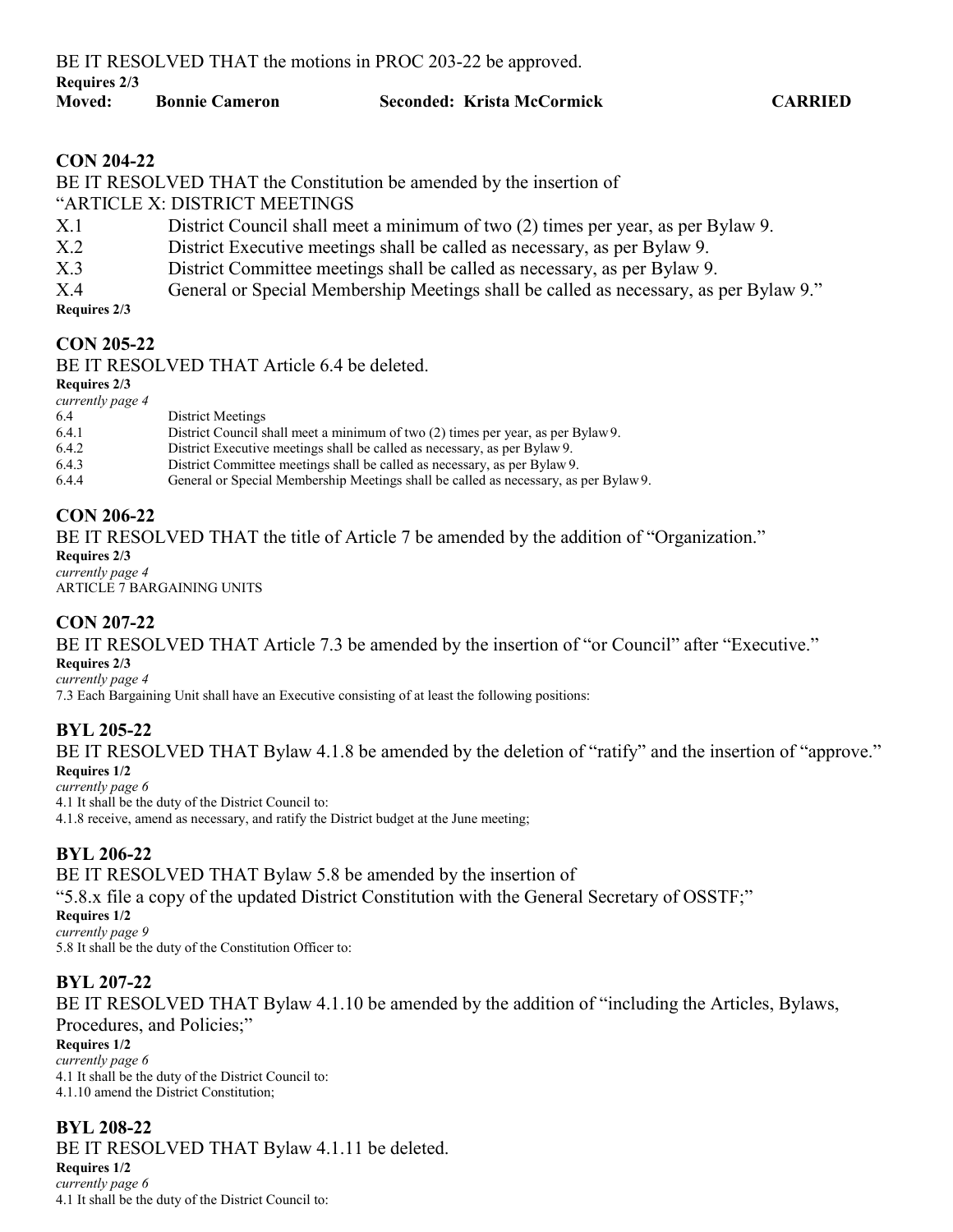BE IT RESOLVED THAT the motions in PROC 203-22 be approved.

**Requires 2/3**

**Moved: Bonnie Cameron Seconded: Krista McCormick CARRIED**

### CON 204-22

BE IT RESOLVED THAT the Constitution be amended by the insertion of
"ARTICLE X: DISTRICT MEETINGS

X.1 District Council shall meet a minimum of two (2) times per year, as per Bylaw 9.

X.2 District Executive meetings shall be called as necessary, as per Bylaw 9.

X.3 District Committee meetings shall be called as necessary, as per Bylaw 9.

X.4 General or Special Membership Meetings shall be called as necessary, as per Bylaw 9."

**Requires 2/3**

### CON 205-22

BE IT RESOLVED THAT Article 6.4 be deleted.

**Requires 2/3**

*currently page 4*

6.4 District Meetings

6.4.1 District Council shall meet a minimum of two (2) times per year, as per Bylaw 9.

6.4.2 District Executive meetings shall be called as necessary, as per Bylaw 9.

6.4.3 District Committee meetings shall be called as necessary, as per Bylaw 9.

6.4.4 General or Special Membership Meetings shall be called as necessary, as per Bylaw 9.

### CON 206-22

BE IT RESOLVED THAT the title of Article 7 be amended by the addition of "Organization."

**Requires 2/3**

*currently page 4*

ARTICLE 7 BARGAINING UNITS

### CON 207-22

BE IT RESOLVED THAT Article 7.3 be amended by the insertion of "or Council" after "Executive."

**Requires 2/3**

*currently page 4*

7.3 Each Bargaining Unit shall have an Executive consisting of at least the following positions:

### BYL 205-22

BE IT RESOLVED THAT Bylaw 4.1.8 be amended by the deletion of "ratify" and the insertion of "approve."

**Requires 1/2**

*currently page 6*

4.1 It shall be the duty of the District Council to:

4.1.8 receive, amend as necessary, and ratify the District budget at the June meeting;

### BYL 206-22

BE IT RESOLVED THAT Bylaw 5.8 be amended by the insertion of
"5.8.x file a copy of the updated District Constitution with the General Secretary of OSSTF;"

**Requires 1/2**

*currently page 9*

5.8 It shall be the duty of the Constitution Officer to:

### BYL 207-22

BE IT RESOLVED THAT Bylaw 4.1.10 be amended by the addition of "including the Articles, Bylaws, Procedures, and Policies;"

**Requires 1/2**

*currently page 6*

4.1 It shall be the duty of the District Council to:

4.1.10 amend the District Constitution;

### BYL 208-22

BE IT RESOLVED THAT Bylaw 4.1.11 be deleted.

**Requires 1/2**

*currently page 6*

4.1 It shall be the duty of the District Council to: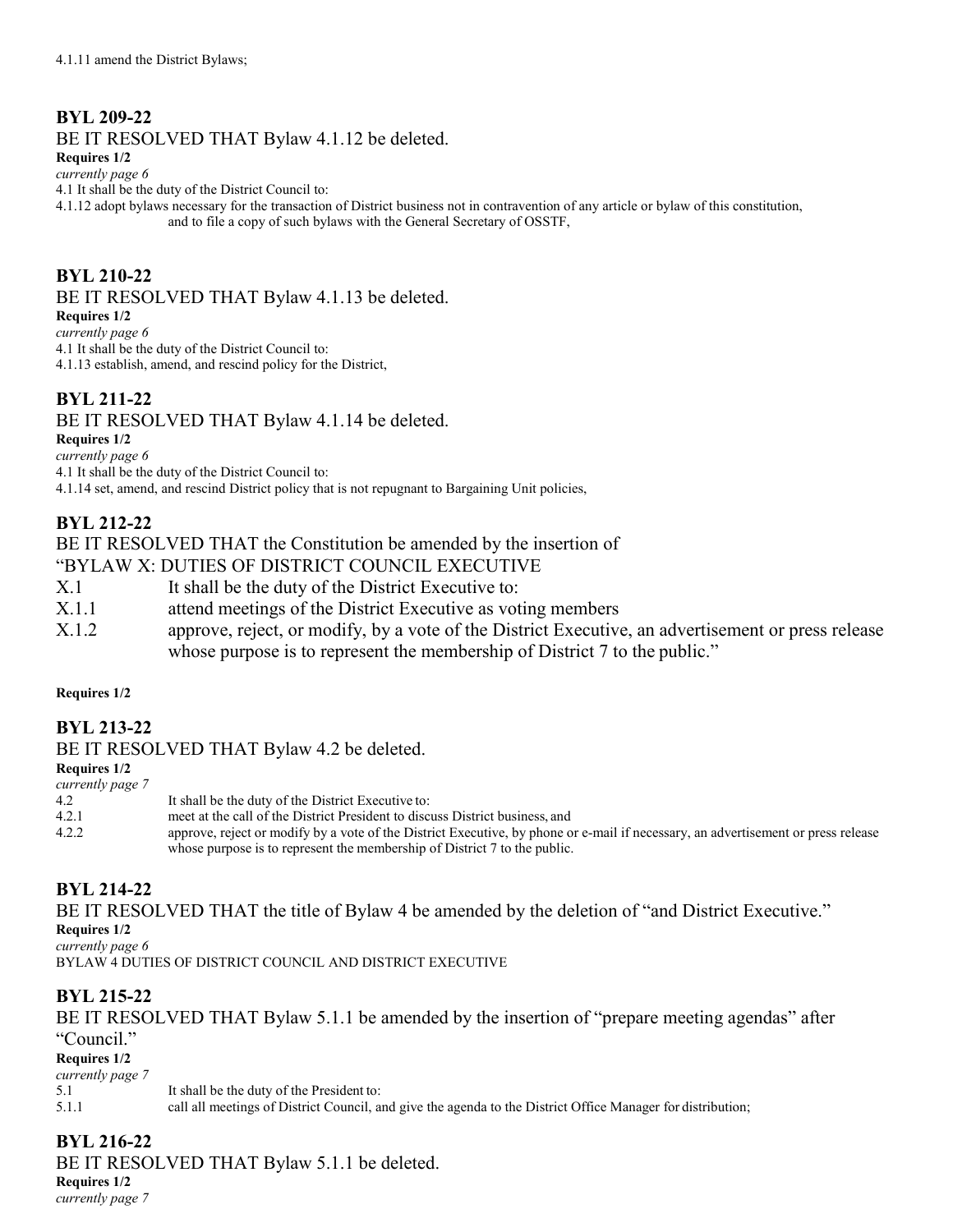4.1.11 amend the District Bylaws;

### BYL 209-22

BE IT RESOLVED THAT Bylaw 4.1.12 be deleted.

**Requires 1/2**

*currently page 6*

4.1 It shall be the duty of the District Council to:

4.1.12 adopt bylaws necessary for the transaction of District business not in contravention of any article or bylaw of this constitution, and to file a copy of such bylaws with the General Secretary of OSSTF,

### BYL 210-22

BE IT RESOLVED THAT Bylaw 4.1.13 be deleted.

**Requires 1/2**

*currently page 6*

4.1 It shall be the duty of the District Council to:

4.1.13 establish, amend, and rescind policy for the District,

### BYL 211-22

BE IT RESOLVED THAT Bylaw 4.1.14 be deleted.

**Requires 1/2**

*currently page 6*

4.1 It shall be the duty of the District Council to:

4.1.14 set, amend, and rescind District policy that is not repugnant to Bargaining Unit policies,

### BYL 212-22

BE IT RESOLVED THAT the Constitution be amended by the insertion of
"BYLAW X: DUTIES OF DISTRICT COUNCIL EXECUTIVE

X.1 It shall be the duty of the District Executive to:

X.1.1 attend meetings of the District Executive as voting members

X.1.2 approve, reject, or modify, by a vote of the District Executive, an advertisement or press release whose purpose is to represent the membership of District 7 to the public."

**Requires 1/2**

### BYL 213-22

BE IT RESOLVED THAT Bylaw 4.2 be deleted.

**Requires 1/2**

*currently page 7*

4.2 It shall be the duty of the District Executive to:

4.2.1 meet at the call of the District President to discuss District business, and

4.2.2 approve, reject or modify by a vote of the District Executive, by phone or e-mail if necessary, an advertisement or press release whose purpose is to represent the membership of District 7 to the public.

### BYL 214-22

BE IT RESOLVED THAT the title of Bylaw 4 be amended by the deletion of "and District Executive."

**Requires 1/2**

*currently page 6*

BYLAW 4 DUTIES OF DISTRICT COUNCIL AND DISTRICT EXECUTIVE

### BYL 215-22

BE IT RESOLVED THAT Bylaw 5.1.1 be amended by the insertion of "prepare meeting agendas" after "Council."

**Requires 1/2**

*currently page 7*

5.1 It shall be the duty of the President to:

5.1.1 call all meetings of District Council, and give the agenda to the District Office Manager for distribution;

### BYL 216-22

BE IT RESOLVED THAT Bylaw 5.1.1 be deleted.

**Requires 1/2**

*currently page 7*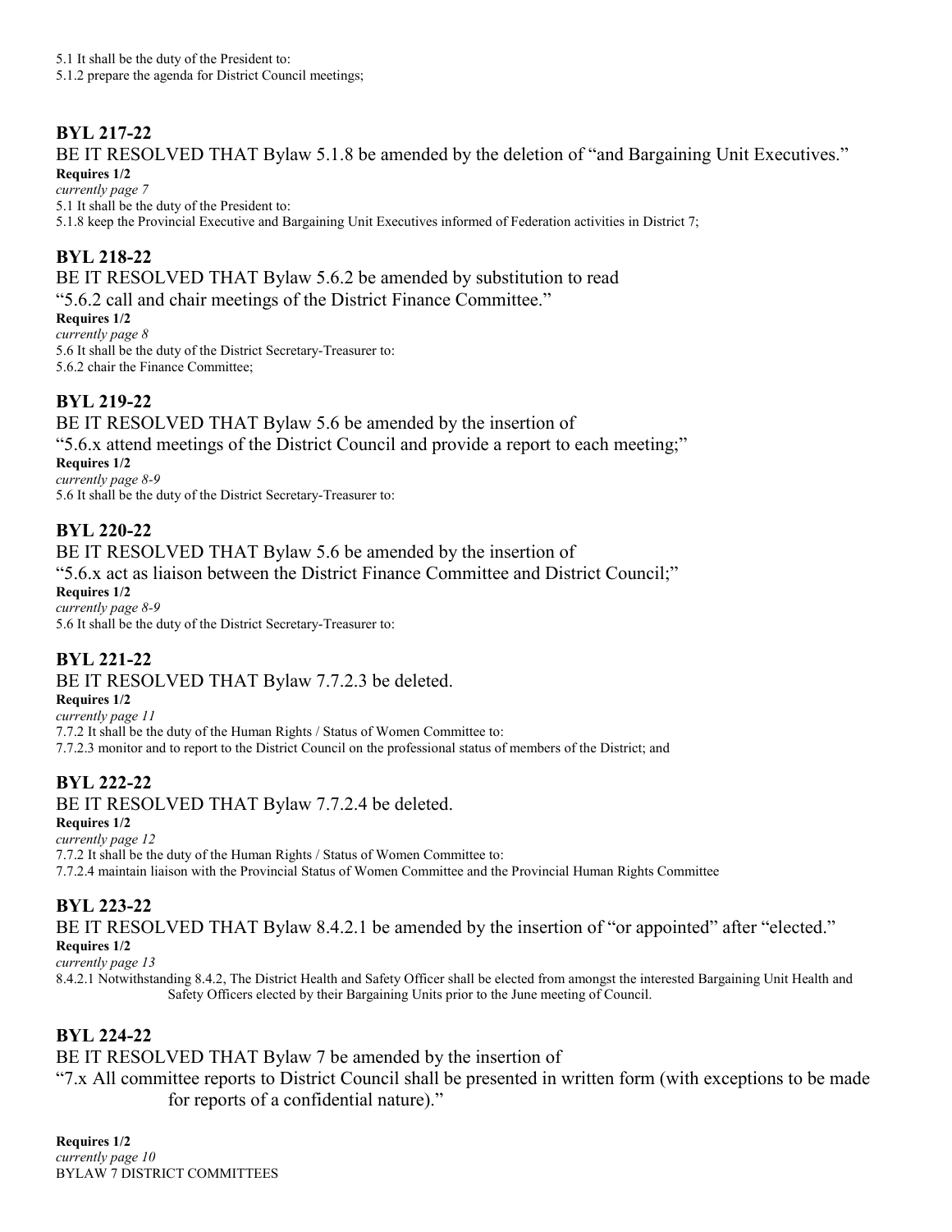5.1 It shall be the duty of the President to:
5.1.2 prepare the agenda for District Council meetings;

## BYL 217-22

BE IT RESOLVED THAT Bylaw 5.1.8 be amended by the deletion of "and Bargaining Unit Executives."

**Requires 1/2**
*currently page 7*
5.1 It shall be the duty of the President to:
5.1.8 keep the Provincial Executive and Bargaining Unit Executives informed of Federation activities in District 7;

## BYL 218-22

BE IT RESOLVED THAT Bylaw 5.6.2 be amended by substitution to read
"5.6.2 call and chair meetings of the District Finance Committee."

**Requires 1/2**
*currently page 8*
5.6 It shall be the duty of the District Secretary-Treasurer to:
5.6.2 chair the Finance Committee;

## BYL 219-22

BE IT RESOLVED THAT Bylaw 5.6 be amended by the insertion of
"5.6.x attend meetings of the District Council and provide a report to each meeting;"

**Requires 1/2**
*currently page 8-9*
5.6 It shall be the duty of the District Secretary-Treasurer to:

## BYL 220-22

BE IT RESOLVED THAT Bylaw 5.6 be amended by the insertion of
"5.6.x act as liaison between the District Finance Committee and District Council;"

**Requires 1/2**
*currently page 8-9*
5.6 It shall be the duty of the District Secretary-Treasurer to:

## BYL 221-22

BE IT RESOLVED THAT Bylaw 7.7.2.3 be deleted.

**Requires 1/2**
*currently page 11*
7.7.2 It shall be the duty of the Human Rights / Status of Women Committee to:
7.7.2.3 monitor and to report to the District Council on the professional status of members of the District; and

## BYL 222-22

BE IT RESOLVED THAT Bylaw 7.7.2.4 be deleted.

**Requires 1/2**
*currently page 12*
7.7.2 It shall be the duty of the Human Rights / Status of Women Committee to:
7.7.2.4 maintain liaison with the Provincial Status of Women Committee and the Provincial Human Rights Committee

## BYL 223-22

BE IT RESOLVED THAT Bylaw 8.4.2.1 be amended by the insertion of "or appointed" after "elected."

**Requires 1/2**
*currently page 13*
8.4.2.1 Notwithstanding 8.4.2, The District Health and Safety Officer shall be elected from amongst the interested Bargaining Unit Health and Safety Officers elected by their Bargaining Units prior to the June meeting of Council.

## BYL 224-22

BE IT RESOLVED THAT Bylaw 7 be amended by the insertion of
"7.x All committee reports to District Council shall be presented in written form (with exceptions to be made for reports of a confidential nature)."

**Requires 1/2**
*currently page 10*
BYLAW 7 DISTRICT COMMITTEES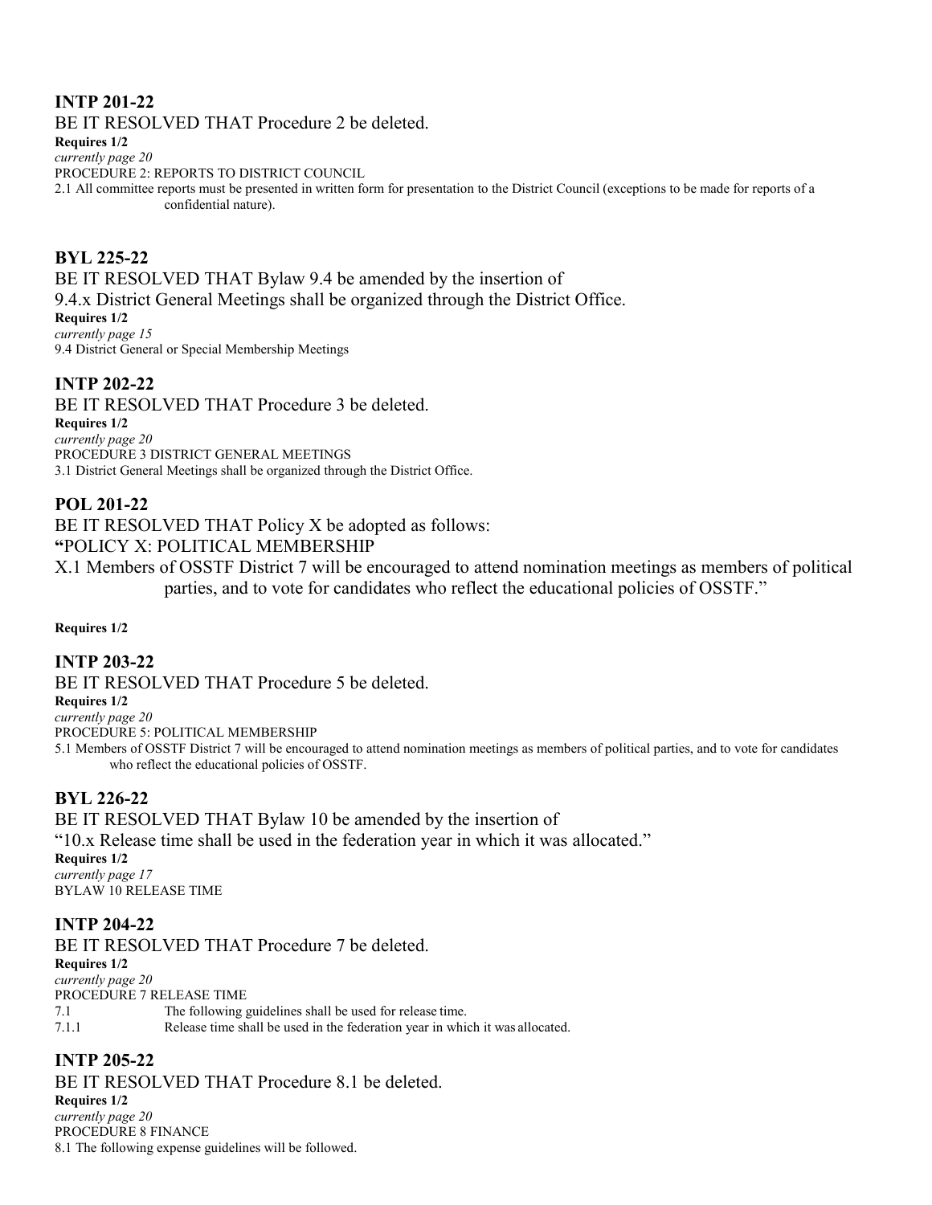### INTP 201-22

BE IT RESOLVED THAT Procedure 2 be deleted.

**Requires 1/2**

*currently page 20*

PROCEDURE 2: REPORTS TO DISTRICT COUNCIL

2.1 All committee reports must be presented in written form for presentation to the District Council (exceptions to be made for reports of a confidential nature).

### BYL 225-22

BE IT RESOLVED THAT Bylaw 9.4 be amended by the insertion of

9.4.x District General Meetings shall be organized through the District Office.

**Requires 1/2**

*currently page 15*

9.4 District General or Special Membership Meetings

### INTP 202-22

BE IT RESOLVED THAT Procedure 3 be deleted.

**Requires 1/2**

*currently page 20*

PROCEDURE 3 DISTRICT GENERAL MEETINGS

3.1 District General Meetings shall be organized through the District Office.

### POL 201-22

BE IT RESOLVED THAT Policy X be adopted as follows:

**"**POLICY X: POLITICAL MEMBERSHIP

X.1 Members of OSSTF District 7 will be encouraged to attend nomination meetings as members of political parties, and to vote for candidates who reflect the educational policies of OSSTF."

**Requires 1/2**

### INTP 203-22

BE IT RESOLVED THAT Procedure 5 be deleted.

**Requires 1/2**

*currently page 20*

PROCEDURE 5: POLITICAL MEMBERSHIP

5.1 Members of OSSTF District 7 will be encouraged to attend nomination meetings as members of political parties, and to vote for candidates who reflect the educational policies of OSSTF.

### BYL 226-22

BE IT RESOLVED THAT Bylaw 10 be amended by the insertion of

"10.x Release time shall be used in the federation year in which it was allocated."

**Requires 1/2**

*currently page 17*

BYLAW 10 RELEASE TIME

### INTP 204-22

BE IT RESOLVED THAT Procedure 7 be deleted.

**Requires 1/2**

*currently page 20*

PROCEDURE 7 RELEASE TIME

7.1 The following guidelines shall be used for release time.

7.1.1 Release time shall be used in the federation year in which it was allocated.

### INTP 205-22

BE IT RESOLVED THAT Procedure 8.1 be deleted.

**Requires 1/2**

*currently page 20*

PROCEDURE 8 FINANCE

8.1 The following expense guidelines will be followed.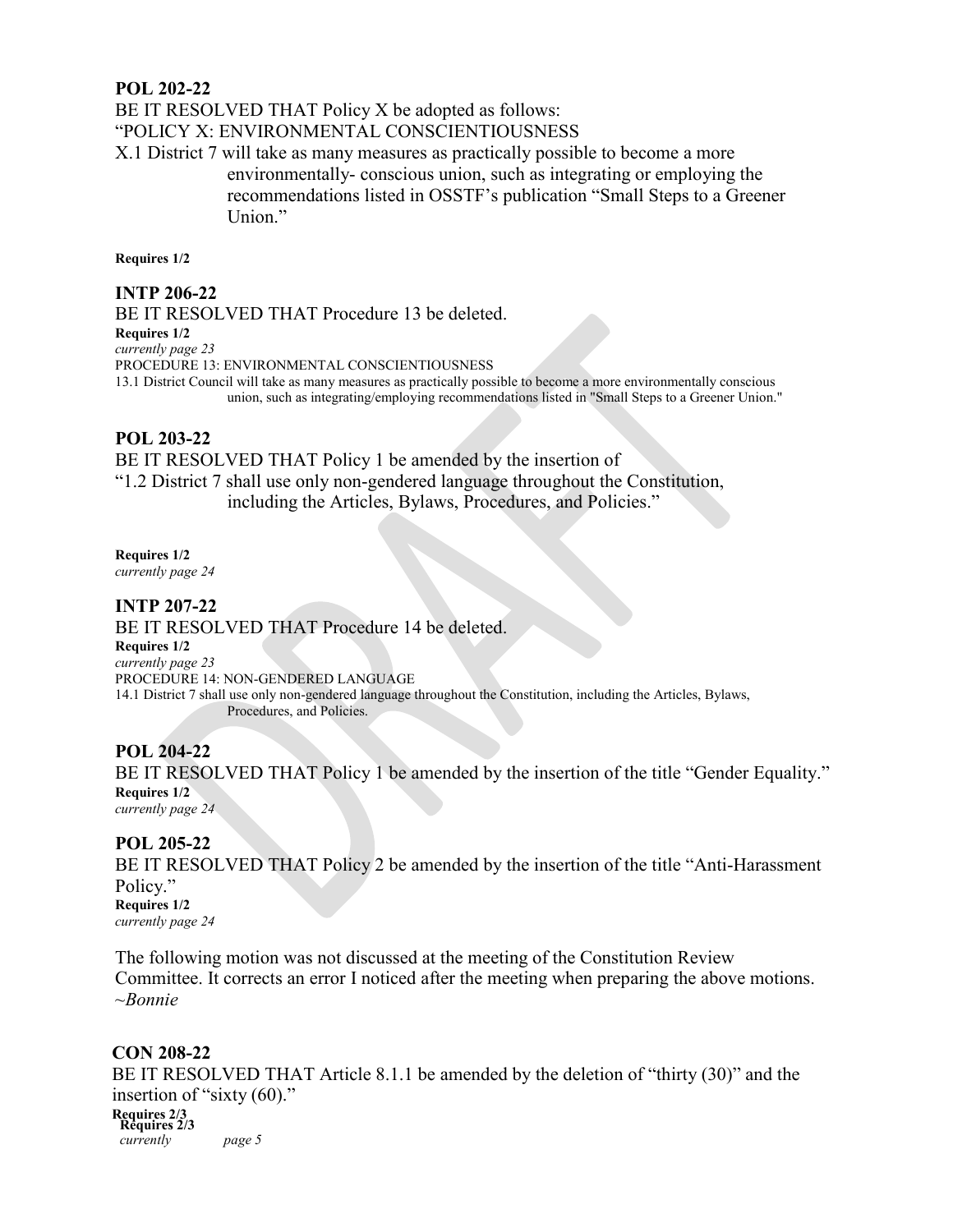**POL 202-22**

BE IT RESOLVED THAT Policy X be adopted as follows:

"POLICY X: ENVIRONMENTAL CONSCIENTIOUSNESS

X.1 District 7 will take as many measures as practically possible to become a more environmentally- conscious union, such as integrating or employing the recommendations listed in OSSTF's publication "Small Steps to a Greener Union."

**Requires 1/2**

**INTP 206-22**

BE IT RESOLVED THAT Procedure 13 be deleted.

**Requires 1/2**

*currently page 23*

PROCEDURE 13: ENVIRONMENTAL CONSCIENTIOUSNESS

13.1 District Council will take as many measures as practically possible to become a more environmentally conscious union, such as integrating/employing recommendations listed in "Small Steps to a Greener Union."

**POL 203-22**

BE IT RESOLVED THAT Policy 1 be amended by the insertion of

"1.2 District 7 shall use only non-gendered language throughout the Constitution, including the Articles, Bylaws, Procedures, and Policies."

**Requires 1/2**

*currently page 24*

**INTP 207-22**

BE IT RESOLVED THAT Procedure 14 be deleted.

**Requires 1/2**

*currently page 23*

PROCEDURE 14: NON-GENDERED LANGUAGE

14.1 District 7 shall use only non-gendered language throughout the Constitution, including the Articles, Bylaws, Procedures, and Policies.

**POL 204-22**

BE IT RESOLVED THAT Policy 1 be amended by the insertion of the title "Gender Equality."

**Requires 1/2**

*currently page 24*

**POL 205-22**

BE IT RESOLVED THAT Policy 2 be amended by the insertion of the title "Anti-Harassment Policy."

**Requires 1/2**

*currently page 24*

The following motion was not discussed at the meeting of the Constitution Review Committee. It corrects an error I noticed after the meeting when preparing the above motions.
*~Bonnie*

**CON 208-22**

BE IT RESOLVED THAT Article 8.1.1 be amended by the deletion of "thirty (30)" and the insertion of "sixty (60)."

**Requires 2/3**

*currently page 5*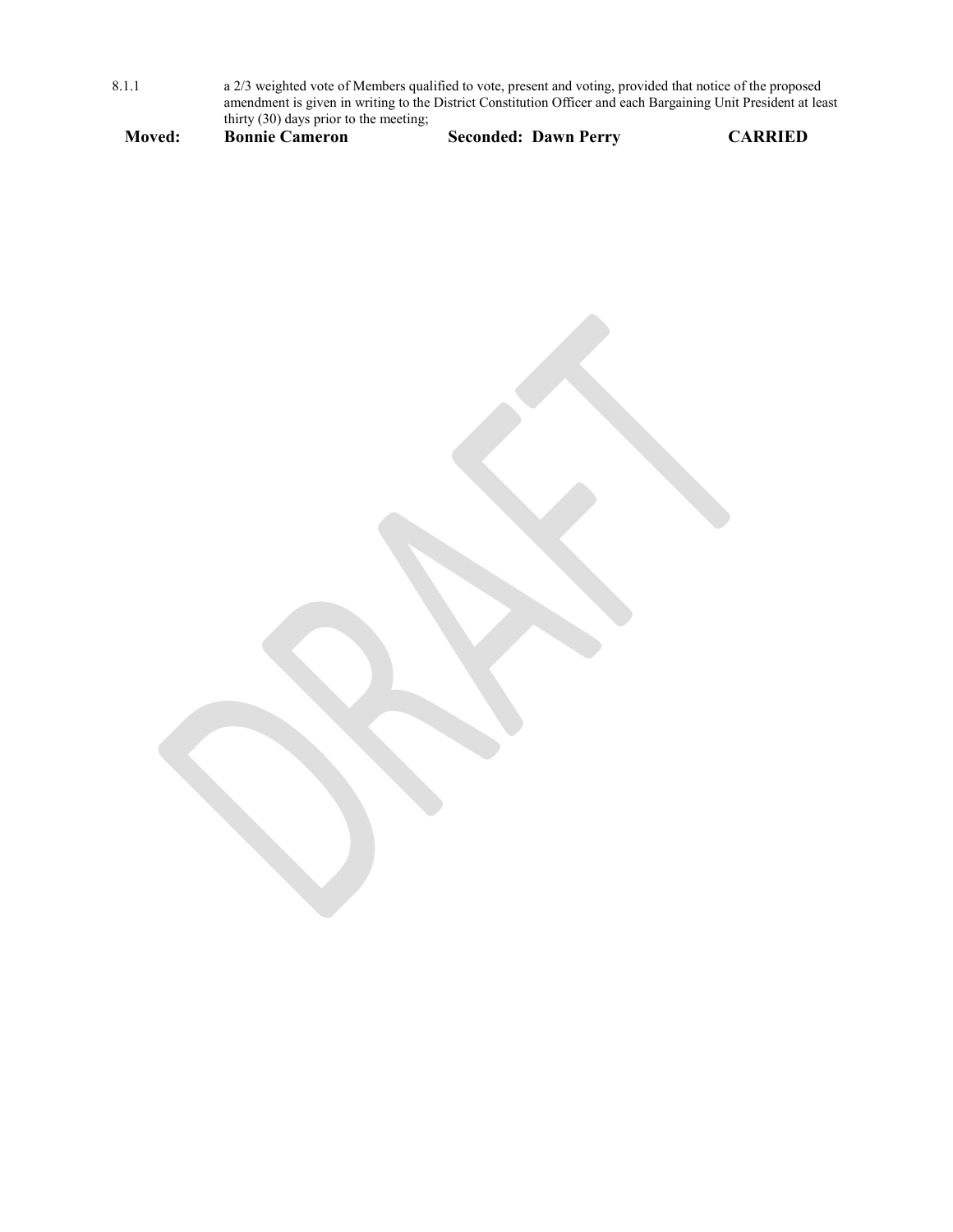8.1.1 a 2/3 weighted vote of Members qualified to vote, present and voting, provided that notice of the proposed amendment is given in writing to the District Constitution Officer and each Bargaining Unit President at least thirty (30) days prior to the meeting;

**Moved: Bonnie Cameron Seconded: Dawn Perry CARRIED**

DRAFT